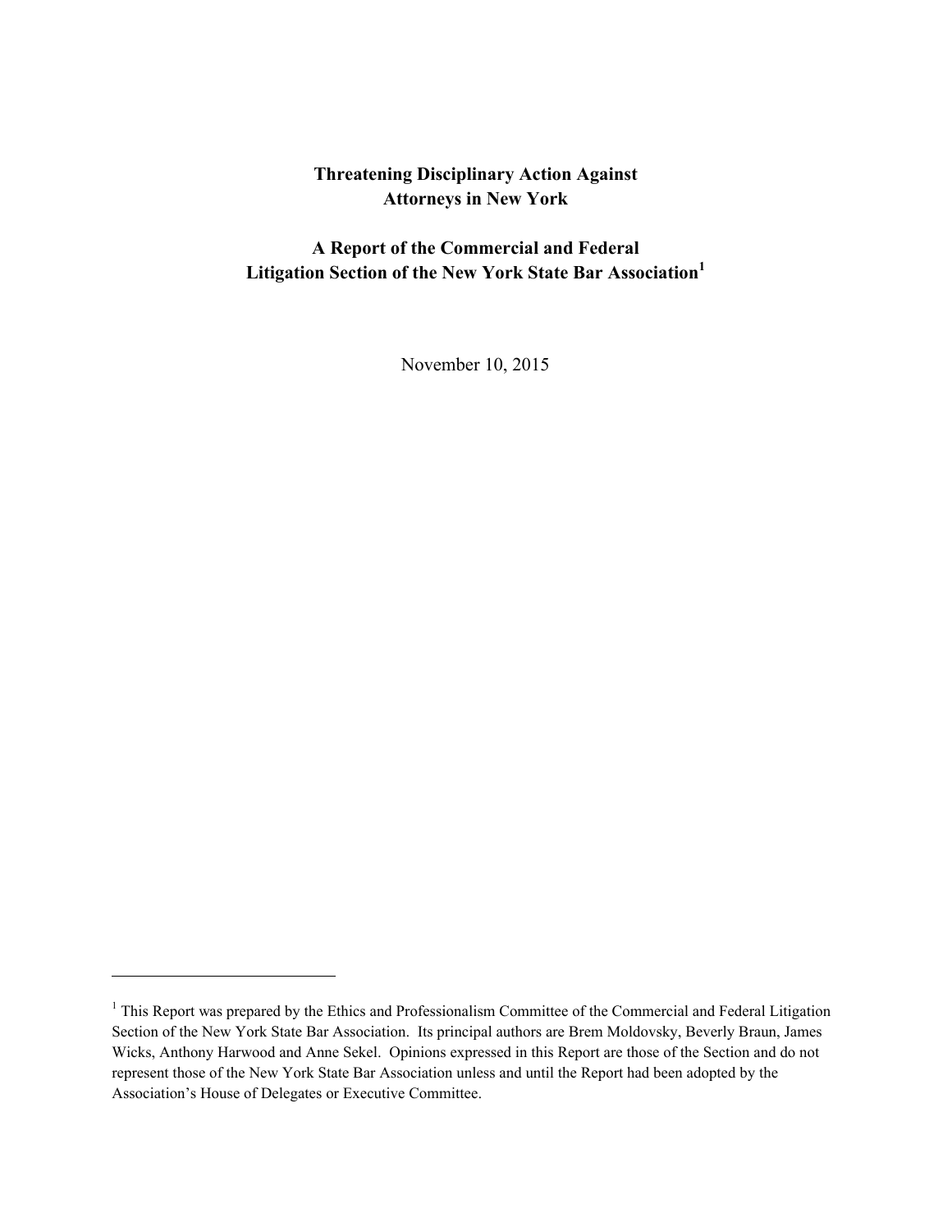# Threatening Disciplinary Action Against Attorneys in New York

## A Report of the Commercial and Federal Litigation Section of the New York State Bar Association[1]

November 10, 2015

---

[1] This Report was prepared by the Ethics and Professionalism Committee of the Commercial and Federal Litigation Section of the New York State Bar Association. Its principal authors are Brem Moldovsky, Beverly Braun, James Wicks, Anthony Harwood and Anne Sekel. Opinions expressed in this Report are those of the Section and do not represent those of the New York State Bar Association unless and until the Report had been adopted by the Association's House of Delegates or Executive Committee.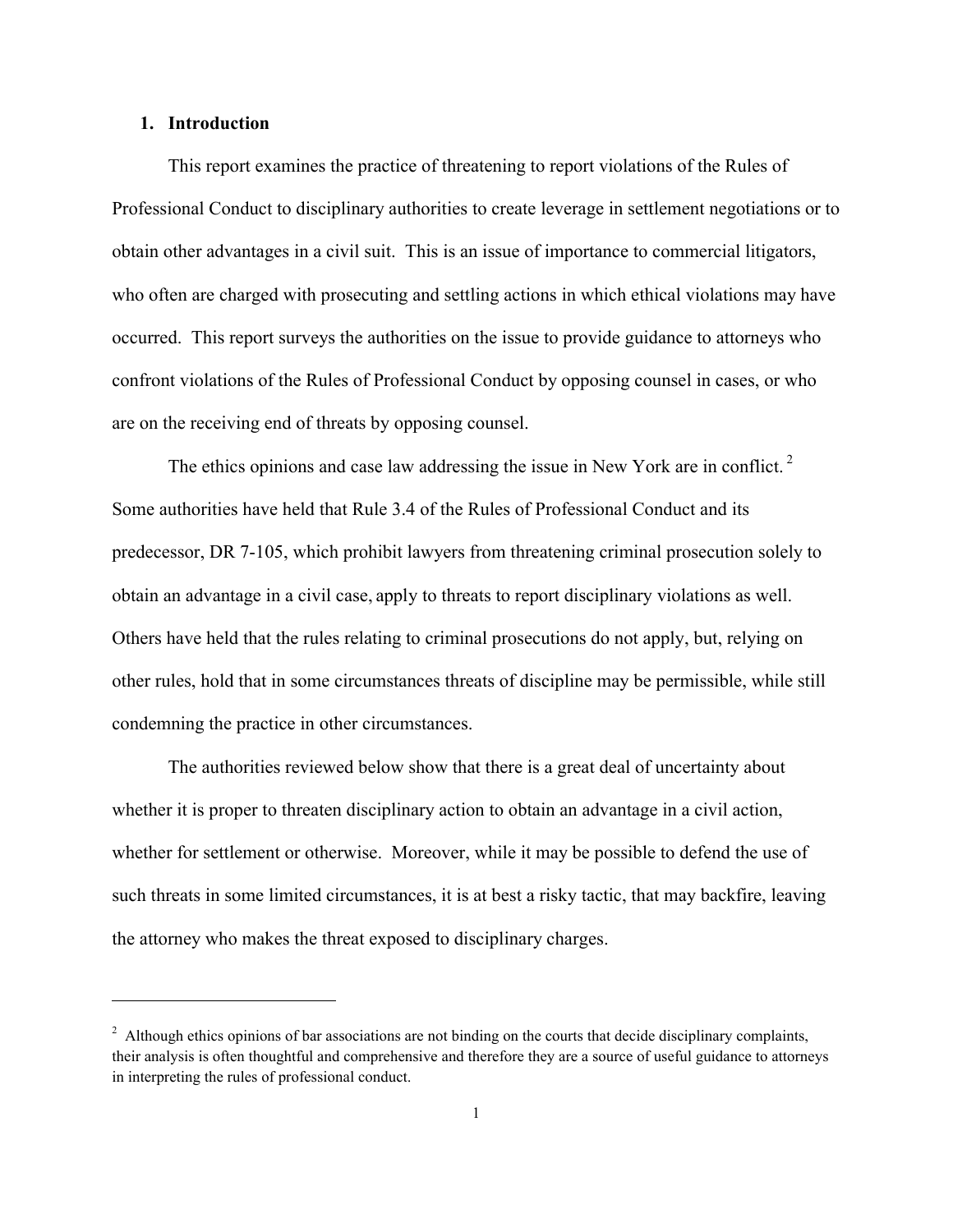## 1. Introduction

This report examines the practice of threatening to report violations of the Rules of Professional Conduct to disciplinary authorities to create leverage in settlement negotiations or to obtain other advantages in a civil suit. This is an issue of importance to commercial litigators, who often are charged with prosecuting and settling actions in which ethical violations may have occurred. This report surveys the authorities on the issue to provide guidance to attorneys who confront violations of the Rules of Professional Conduct by opposing counsel in cases, or who are on the receiving end of threats by opposing counsel.

The ethics opinions and case law addressing the issue in New York are in conflict. [2] Some authorities have held that Rule 3.4 of the Rules of Professional Conduct and its predecessor, DR 7-105, which prohibit lawyers from threatening criminal prosecution solely to obtain an advantage in a civil case, apply to threats to report disciplinary violations as well. Others have held that the rules relating to criminal prosecutions do not apply, but, relying on other rules, hold that in some circumstances threats of discipline may be permissible, while still condemning the practice in other circumstances.

The authorities reviewed below show that there is a great deal of uncertainty about whether it is proper to threaten disciplinary action to obtain an advantage in a civil action, whether for settlement or otherwise. Moreover, while it may be possible to defend the use of such threats in some limited circumstances, it is at best a risky tactic, that may backfire, leaving the attorney who makes the threat exposed to disciplinary charges.

---

[2] Although ethics opinions of bar associations are not binding on the courts that decide disciplinary complaints, their analysis is often thoughtful and comprehensive and therefore they are a source of useful guidance to attorneys in interpreting the rules of professional conduct.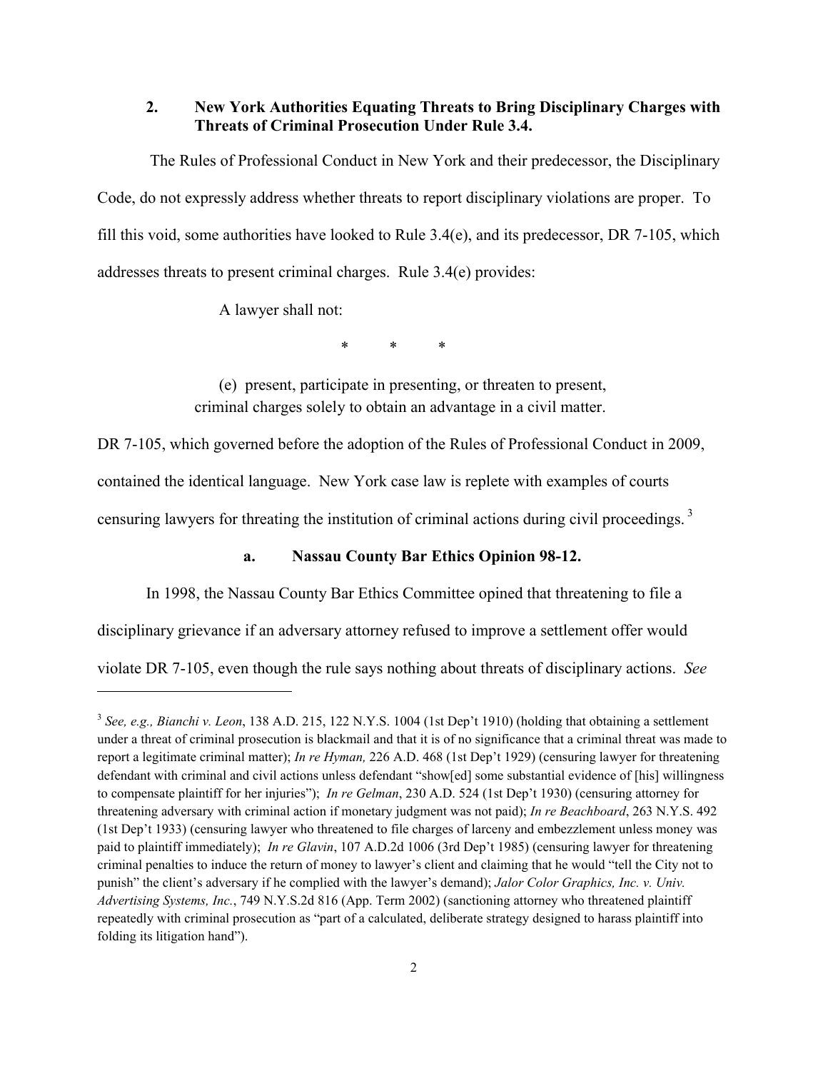### 2. New York Authorities Equating Threats to Bring Disciplinary Charges with Threats of Criminal Prosecution Under Rule 3.4.

The Rules of Professional Conduct in New York and their predecessor, the Disciplinary Code, do not expressly address whether threats to report disciplinary violations are proper. To fill this void, some authorities have looked to Rule 3.4(e), and its predecessor, DR 7-105, which addresses threats to present criminal charges. Rule 3.4(e) provides:

> A lawyer shall not:
>
> \* \* \*
>
> (e) present, participate in presenting, or threaten to present, criminal charges solely to obtain an advantage in a civil matter.

DR 7-105, which governed before the adoption of the Rules of Professional Conduct in 2009, contained the identical language. New York case law is replete with examples of courts censuring lawyers for threating the institution of criminal actions during civil proceedings.[3]

#### a. Nassau County Bar Ethics Opinion 98-12.

In 1998, the Nassau County Bar Ethics Committee opined that threatening to file a disciplinary grievance if an adversary attorney refused to improve a settlement offer would violate DR 7-105, even though the rule says nothing about threats of disciplinary actions. *See*

---

[3] *See, e.g., Bianchi v. Leon*, 138 A.D. 215, 122 N.Y.S. 1004 (1st Dep't 1910) (holding that obtaining a settlement under a threat of criminal prosecution is blackmail and that it is of no significance that a criminal threat was made to report a legitimate criminal matter); *In re Hyman,* 226 A.D. 468 (1st Dep't 1929) (censuring lawyer for threatening defendant with criminal and civil actions unless defendant "show[ed] some substantial evidence of [his] willingness to compensate plaintiff for her injuries"); *In re Gelman*, 230 A.D. 524 (1st Dep't 1930) (censuring attorney for threatening adversary with criminal action if monetary judgment was not paid); *In re Beachboard*, 263 N.Y.S. 492 (1st Dep't 1933) (censuring lawyer who threatened to file charges of larceny and embezzlement unless money was paid to plaintiff immediately); *In re Glavin*, 107 A.D.2d 1006 (3rd Dep't 1985) (censuring lawyer for threatening criminal penalties to induce the return of money to lawyer's client and claiming that he would "tell the City not to punish" the client's adversary if he complied with the lawyer's demand); *Jalor Color Graphics, Inc. v. Univ. Advertising Systems, Inc.*, 749 N.Y.S.2d 816 (App. Term 2002) (sanctioning attorney who threatened plaintiff repeatedly with criminal prosecution as "part of a calculated, deliberate strategy designed to harass plaintiff into folding its litigation hand").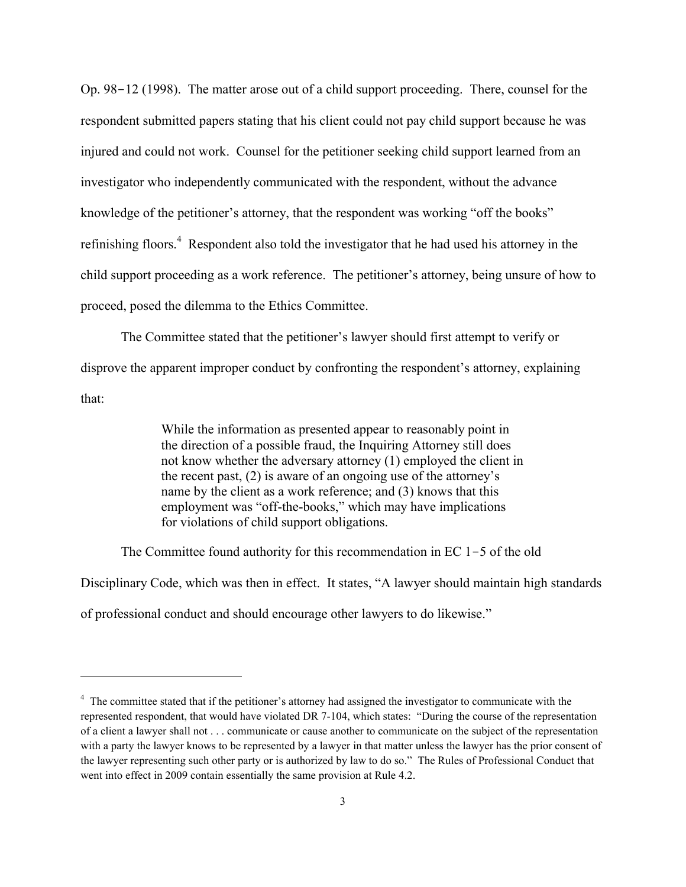Op. 98‑12 (1998). The matter arose out of a child support proceeding. There, counsel for the respondent submitted papers stating that his client could not pay child support because he was injured and could not work. Counsel for the petitioner seeking child support learned from an investigator who independently communicated with the respondent, without the advance knowledge of the petitioner's attorney, that the respondent was working "off the books" refinishing floors.[4] Respondent also told the investigator that he had used his attorney in the child support proceeding as a work reference. The petitioner's attorney, being unsure of how to proceed, posed the dilemma to the Ethics Committee.

The Committee stated that the petitioner's lawyer should first attempt to verify or disprove the apparent improper conduct by confronting the respondent's attorney, explaining that:

> While the information as presented appear to reasonably point in the direction of a possible fraud, the Inquiring Attorney still does not know whether the adversary attorney (1) employed the client in the recent past, (2) is aware of an ongoing use of the attorney's name by the client as a work reference; and (3) knows that this employment was "off-the-books," which may have implications for violations of child support obligations.

The Committee found authority for this recommendation in EC 1‑5 of the old Disciplinary Code, which was then in effect. It states, "A lawyer should maintain high standards of professional conduct and should encourage other lawyers to do likewise."

---

[4] The committee stated that if the petitioner's attorney had assigned the investigator to communicate with the represented respondent, that would have violated DR 7-104, which states: "During the course of the representation of a client a lawyer shall not . . . communicate or cause another to communicate on the subject of the representation with a party the lawyer knows to be represented by a lawyer in that matter unless the lawyer has the prior consent of the lawyer representing such other party or is authorized by law to do so." The Rules of Professional Conduct that went into effect in 2009 contain essentially the same provision at Rule 4.2.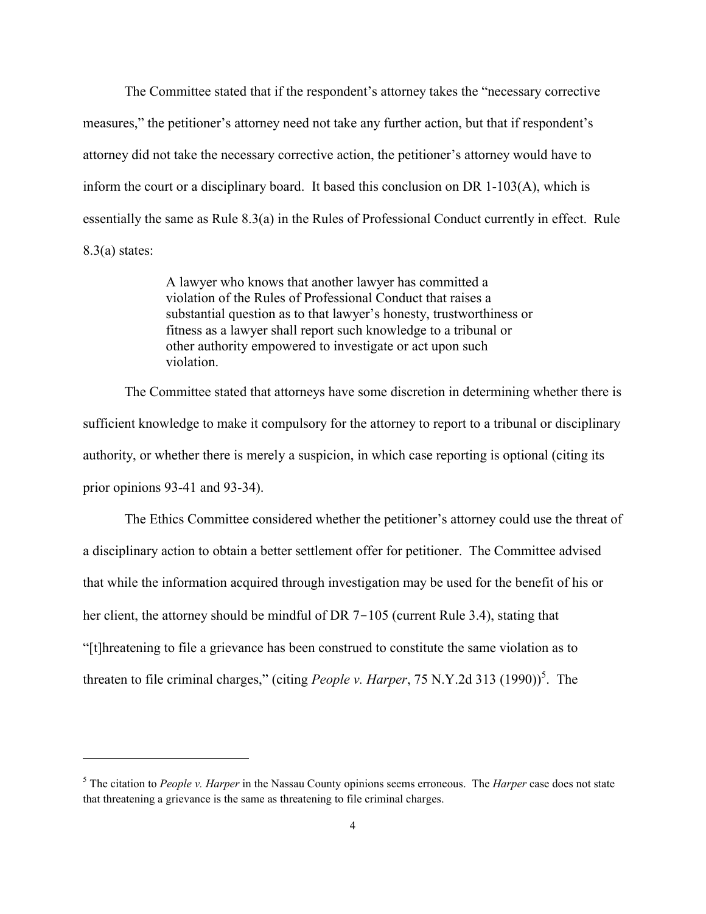The Committee stated that if the respondent's attorney takes the "necessary corrective measures," the petitioner's attorney need not take any further action, but that if respondent's attorney did not take the necessary corrective action, the petitioner's attorney would have to inform the court or a disciplinary board. It based this conclusion on DR 1-103(A), which is essentially the same as Rule 8.3(a) in the Rules of Professional Conduct currently in effect. Rule 8.3(a) states:

> A lawyer who knows that another lawyer has committed a violation of the Rules of Professional Conduct that raises a substantial question as to that lawyer's honesty, trustworthiness or fitness as a lawyer shall report such knowledge to a tribunal or other authority empowered to investigate or act upon such violation.

The Committee stated that attorneys have some discretion in determining whether there is sufficient knowledge to make it compulsory for the attorney to report to a tribunal or disciplinary authority, or whether there is merely a suspicion, in which case reporting is optional (citing its prior opinions 93-41 and 93-34).

The Ethics Committee considered whether the petitioner's attorney could use the threat of a disciplinary action to obtain a better settlement offer for petitioner. The Committee advised that while the information acquired through investigation may be used for the benefit of his or her client, the attorney should be mindful of DR 7-105 (current Rule 3.4), stating that "[t]hreatening to file a grievance has been construed to constitute the same violation as to threaten to file criminal charges," (citing *People v. Harper*, 75 N.Y.2d 313 (1990))[5]. The

---

[5] The citation to *People v. Harper* in the Nassau County opinions seems erroneous. The *Harper* case does not state that threatening a grievance is the same as threatening to file criminal charges.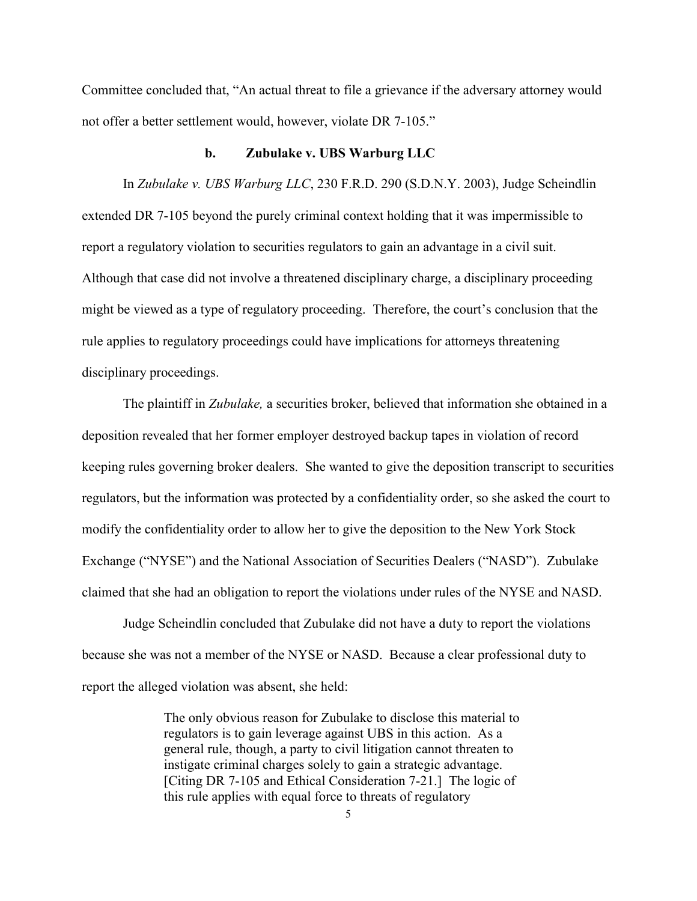Committee concluded that, "An actual threat to file a grievance if the adversary attorney would not offer a better settlement would, however, violate DR 7-105."

### b. Zubulake v. UBS Warburg LLC

In *Zubulake v. UBS Warburg LLC*, 230 F.R.D. 290 (S.D.N.Y. 2003), Judge Scheindlin extended DR 7-105 beyond the purely criminal context holding that it was impermissible to report a regulatory violation to securities regulators to gain an advantage in a civil suit. Although that case did not involve a threatened disciplinary charge, a disciplinary proceeding might be viewed as a type of regulatory proceeding. Therefore, the court's conclusion that the rule applies to regulatory proceedings could have implications for attorneys threatening disciplinary proceedings.

The plaintiff in *Zubulake,* a securities broker, believed that information she obtained in a deposition revealed that her former employer destroyed backup tapes in violation of record keeping rules governing broker dealers. She wanted to give the deposition transcript to securities regulators, but the information was protected by a confidentiality order, so she asked the court to modify the confidentiality order to allow her to give the deposition to the New York Stock Exchange ("NYSE") and the National Association of Securities Dealers ("NASD"). Zubulake claimed that she had an obligation to report the violations under rules of the NYSE and NASD.

Judge Scheindlin concluded that Zubulake did not have a duty to report the violations because she was not a member of the NYSE or NASD. Because a clear professional duty to report the alleged violation was absent, she held:

> The only obvious reason for Zubulake to disclose this material to regulators is to gain leverage against UBS in this action. As a general rule, though, a party to civil litigation cannot threaten to instigate criminal charges solely to gain a strategic advantage. [Citing DR 7-105 and Ethical Consideration 7-21.] The logic of this rule applies with equal force to threats of regulatory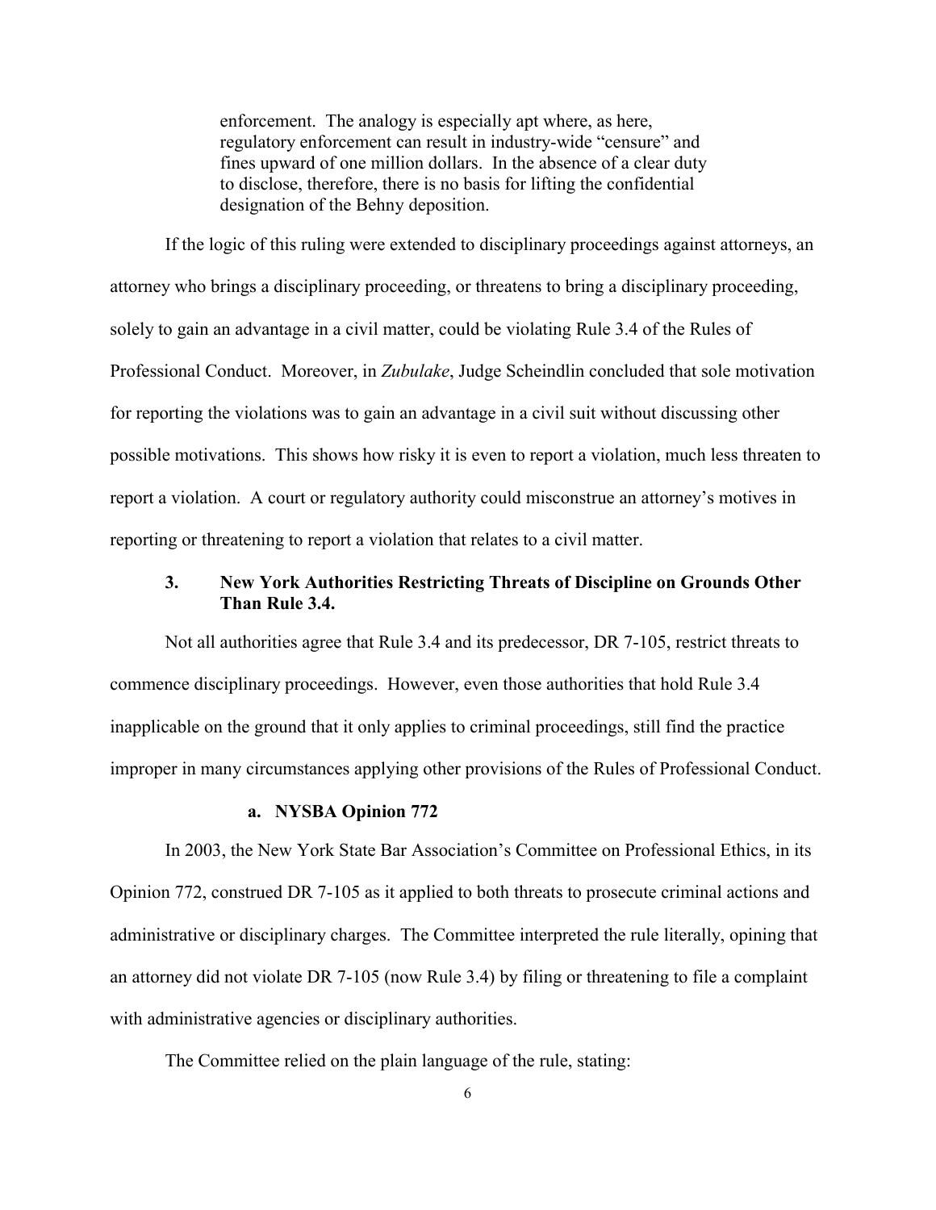> enforcement. The analogy is especially apt where, as here, regulatory enforcement can result in industry-wide "censure" and fines upward of one million dollars. In the absence of a clear duty to disclose, therefore, there is no basis for lifting the confidential designation of the Behny deposition.

If the logic of this ruling were extended to disciplinary proceedings against attorneys, an attorney who brings a disciplinary proceeding, or threatens to bring a disciplinary proceeding, solely to gain an advantage in a civil matter, could be violating Rule 3.4 of the Rules of Professional Conduct. Moreover, in *Zubulake*, Judge Scheindlin concluded that sole motivation for reporting the violations was to gain an advantage in a civil suit without discussing other possible motivations. This shows how risky it is even to report a violation, much less threaten to report a violation. A court or regulatory authority could misconstrue an attorney's motives in reporting or threatening to report a violation that relates to a civil matter.

### 3. New York Authorities Restricting Threats of Discipline on Grounds Other Than Rule 3.4.

Not all authorities agree that Rule 3.4 and its predecessor, DR 7-105, restrict threats to commence disciplinary proceedings. However, even those authorities that hold Rule 3.4 inapplicable on the ground that it only applies to criminal proceedings, still find the practice improper in many circumstances applying other provisions of the Rules of Professional Conduct.

#### a. NYSBA Opinion 772

In 2003, the New York State Bar Association's Committee on Professional Ethics, in its Opinion 772, construed DR 7-105 as it applied to both threats to prosecute criminal actions and administrative or disciplinary charges. The Committee interpreted the rule literally, opining that an attorney did not violate DR 7-105 (now Rule 3.4) by filing or threatening to file a complaint with administrative agencies or disciplinary authorities.

The Committee relied on the plain language of the rule, stating: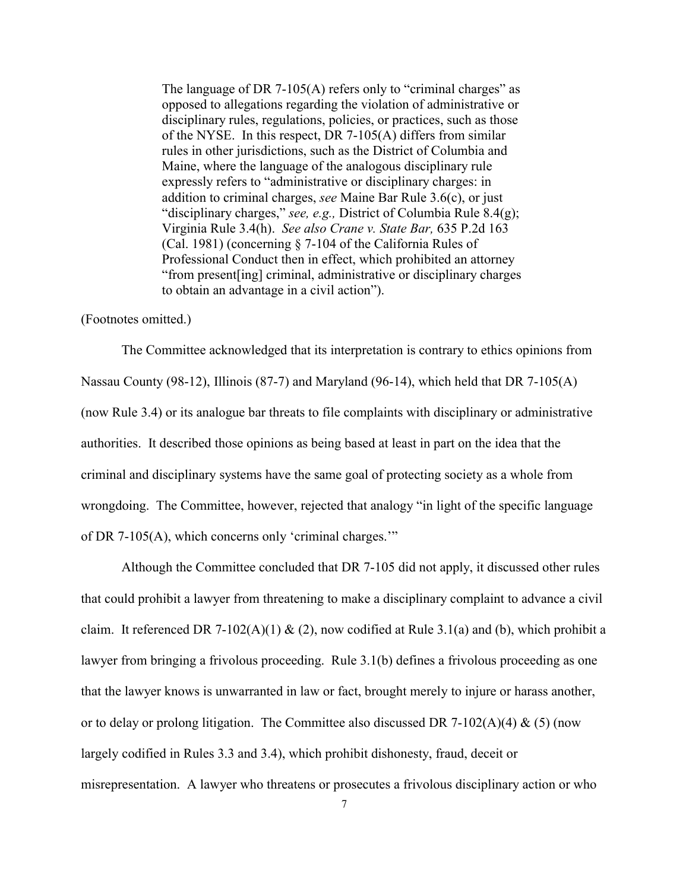> The language of DR 7-105(A) refers only to "criminal charges" as opposed to allegations regarding the violation of administrative or disciplinary rules, regulations, policies, or practices, such as those of the NYSE. In this respect, DR 7-105(A) differs from similar rules in other jurisdictions, such as the District of Columbia and Maine, where the language of the analogous disciplinary rule expressly refers to "administrative or disciplinary charges: in addition to criminal charges, *see* Maine Bar Rule 3.6(c), or just "disciplinary charges," *see, e.g.,* District of Columbia Rule 8.4(g); Virginia Rule 3.4(h). *See also Crane v. State Bar,* 635 P.2d 163 (Cal. 1981) (concerning § 7-104 of the California Rules of Professional Conduct then in effect, which prohibited an attorney "from present[ing] criminal, administrative or disciplinary charges to obtain an advantage in a civil action").

(Footnotes omitted.)

The Committee acknowledged that its interpretation is contrary to ethics opinions from Nassau County (98-12), Illinois (87-7) and Maryland (96-14), which held that DR 7-105(A) (now Rule 3.4) or its analogue bar threats to file complaints with disciplinary or administrative authorities. It described those opinions as being based at least in part on the idea that the criminal and disciplinary systems have the same goal of protecting society as a whole from wrongdoing. The Committee, however, rejected that analogy "in light of the specific language of DR 7-105(A), which concerns only 'criminal charges.'"

Although the Committee concluded that DR 7-105 did not apply, it discussed other rules that could prohibit a lawyer from threatening to make a disciplinary complaint to advance a civil claim. It referenced DR 7-102(A)(1) & (2), now codified at Rule 3.1(a) and (b), which prohibit a lawyer from bringing a frivolous proceeding. Rule 3.1(b) defines a frivolous proceeding as one that the lawyer knows is unwarranted in law or fact, brought merely to injure or harass another, or to delay or prolong litigation. The Committee also discussed DR 7-102(A)(4) & (5) (now largely codified in Rules 3.3 and 3.4), which prohibit dishonesty, fraud, deceit or misrepresentation. A lawyer who threatens or prosecutes a frivolous disciplinary action or who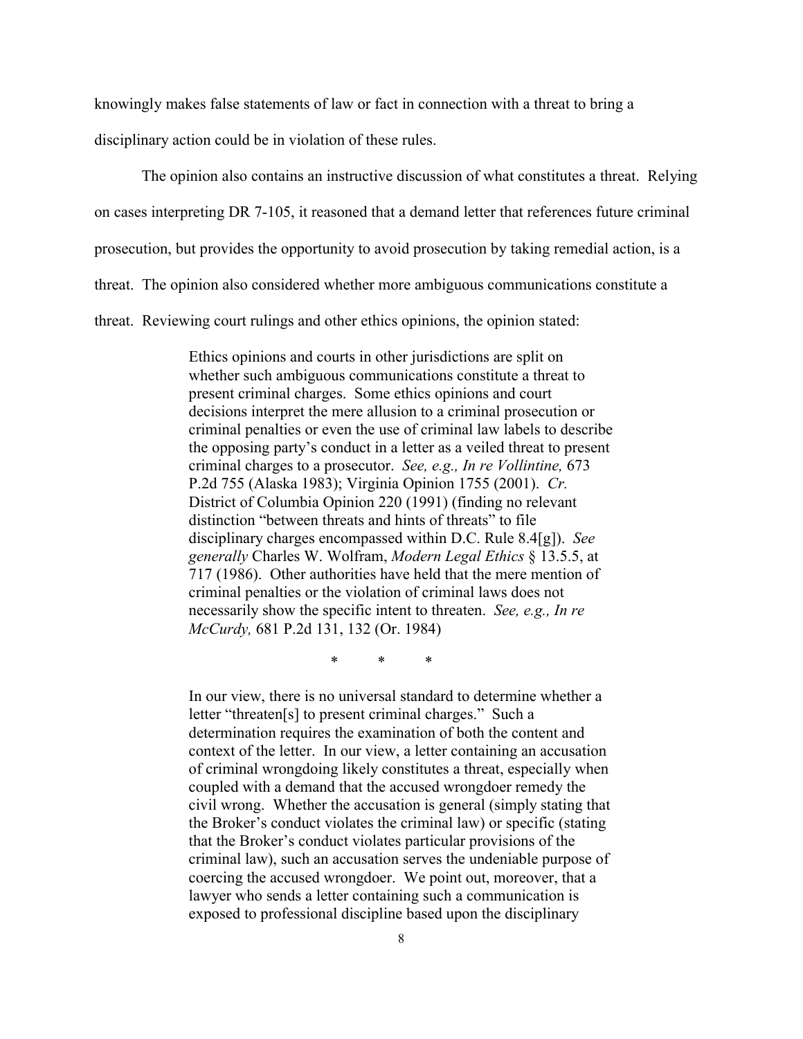knowingly makes false statements of law or fact in connection with a threat to bring a disciplinary action could be in violation of these rules.

The opinion also contains an instructive discussion of what constitutes a threat. Relying on cases interpreting DR 7-105, it reasoned that a demand letter that references future criminal prosecution, but provides the opportunity to avoid prosecution by taking remedial action, is a threat. The opinion also considered whether more ambiguous communications constitute a threat. Reviewing court rulings and other ethics opinions, the opinion stated:

> Ethics opinions and courts in other jurisdictions are split on whether such ambiguous communications constitute a threat to present criminal charges. Some ethics opinions and court decisions interpret the mere allusion to a criminal prosecution or criminal penalties or even the use of criminal law labels to describe the opposing party's conduct in a letter as a veiled threat to present criminal charges to a prosecutor. *See, e.g., In re Vollintine,* 673 P.2d 755 (Alaska 1983); Virginia Opinion 1755 (2001). *Cr.* District of Columbia Opinion 220 (1991) (finding no relevant distinction "between threats and hints of threats" to file disciplinary charges encompassed within D.C. Rule 8.4[g]). *See generally* Charles W. Wolfram, *Modern Legal Ethics* § 13.5.5, at 717 (1986). Other authorities have held that the mere mention of criminal penalties or the violation of criminal laws does not necessarily show the specific intent to threaten. *See, e.g., In re McCurdy,* 681 P.2d 131, 132 (Or. 1984)
>
> \*   \*   \*
>
> In our view, there is no universal standard to determine whether a letter "threaten[s] to present criminal charges." Such a determination requires the examination of both the content and context of the letter. In our view, a letter containing an accusation of criminal wrongdoing likely constitutes a threat, especially when coupled with a demand that the accused wrongdoer remedy the civil wrong. Whether the accusation is general (simply stating that the Broker's conduct violates the criminal law) or specific (stating that the Broker's conduct violates particular provisions of the criminal law), such an accusation serves the undeniable purpose of coercing the accused wrongdoer. We point out, moreover, that a lawyer who sends a letter containing such a communication is exposed to professional discipline based upon the disciplinary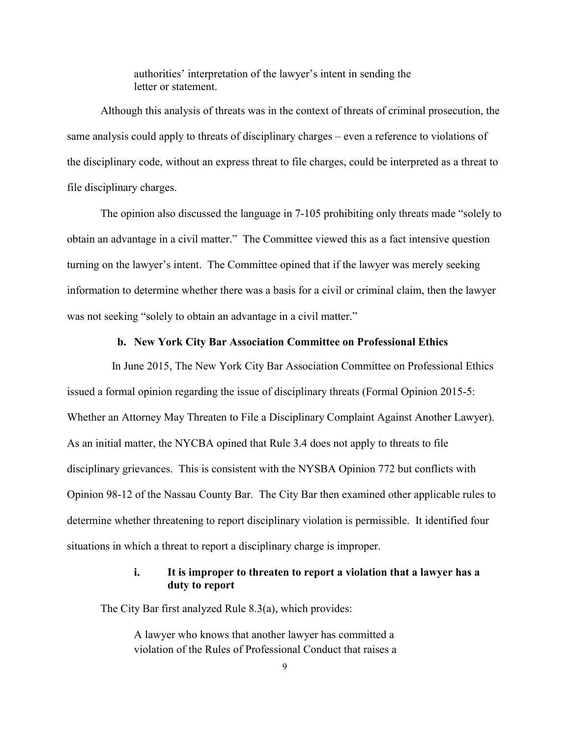> authorities' interpretation of the lawyer's intent in sending the letter or statement.

Although this analysis of threats was in the context of threats of criminal prosecution, the same analysis could apply to threats of disciplinary charges – even a reference to violations of the disciplinary code, without an express threat to file charges, could be interpreted as a threat to file disciplinary charges.

The opinion also discussed the language in 7-105 prohibiting only threats made "solely to obtain an advantage in a civil matter." The Committee viewed this as a fact intensive question turning on the lawyer's intent. The Committee opined that if the lawyer was merely seeking information to determine whether there was a basis for a civil or criminal claim, then the lawyer was not seeking "solely to obtain an advantage in a civil matter."

#### b. New York City Bar Association Committee on Professional Ethics

In June 2015, The New York City Bar Association Committee on Professional Ethics issued a formal opinion regarding the issue of disciplinary threats (Formal Opinion 2015-5: Whether an Attorney May Threaten to File a Disciplinary Complaint Against Another Lawyer). As an initial matter, the NYCBA opined that Rule 3.4 does not apply to threats to file disciplinary grievances. This is consistent with the NYSBA Opinion 772 but conflicts with Opinion 98-12 of the Nassau County Bar. The City Bar then examined other applicable rules to determine whether threatening to report disciplinary violation is permissible. It identified four situations in which a threat to report a disciplinary charge is improper.

##### i. It is improper to threaten to report a violation that a lawyer has a duty to report

The City Bar first analyzed Rule 8.3(a), which provides:

> A lawyer who knows that another lawyer has committed a violation of the Rules of Professional Conduct that raises a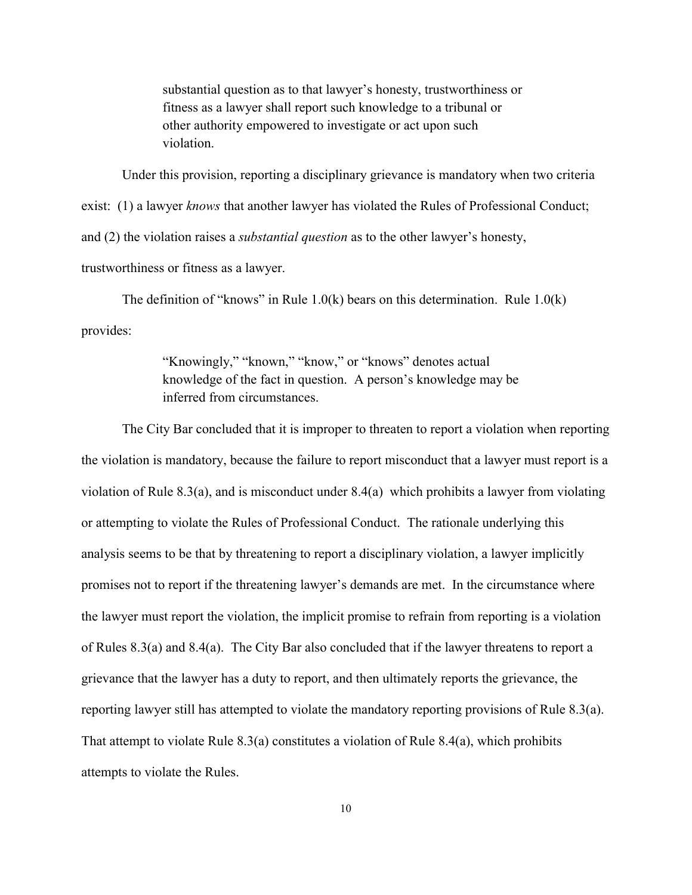> substantial question as to that lawyer's honesty, trustworthiness or fitness as a lawyer shall report such knowledge to a tribunal or other authority empowered to investigate or act upon such violation.

Under this provision, reporting a disciplinary grievance is mandatory when two criteria exist: (1) a lawyer *knows* that another lawyer has violated the Rules of Professional Conduct; and (2) the violation raises a *substantial question* as to the other lawyer's honesty, trustworthiness or fitness as a lawyer.

The definition of "knows" in Rule 1.0(k) bears on this determination. Rule 1.0(k) provides:

> "Knowingly," "known," "know," or "knows" denotes actual knowledge of the fact in question. A person's knowledge may be inferred from circumstances.

The City Bar concluded that it is improper to threaten to report a violation when reporting the violation is mandatory, because the failure to report misconduct that a lawyer must report is a violation of Rule 8.3(a), and is misconduct under 8.4(a) which prohibits a lawyer from violating or attempting to violate the Rules of Professional Conduct. The rationale underlying this analysis seems to be that by threatening to report a disciplinary violation, a lawyer implicitly promises not to report if the threatening lawyer's demands are met. In the circumstance where the lawyer must report the violation, the implicit promise to refrain from reporting is a violation of Rules 8.3(a) and 8.4(a). The City Bar also concluded that if the lawyer threatens to report a grievance that the lawyer has a duty to report, and then ultimately reports the grievance, the reporting lawyer still has attempted to violate the mandatory reporting provisions of Rule 8.3(a). That attempt to violate Rule 8.3(a) constitutes a violation of Rule 8.4(a), which prohibits attempts to violate the Rules.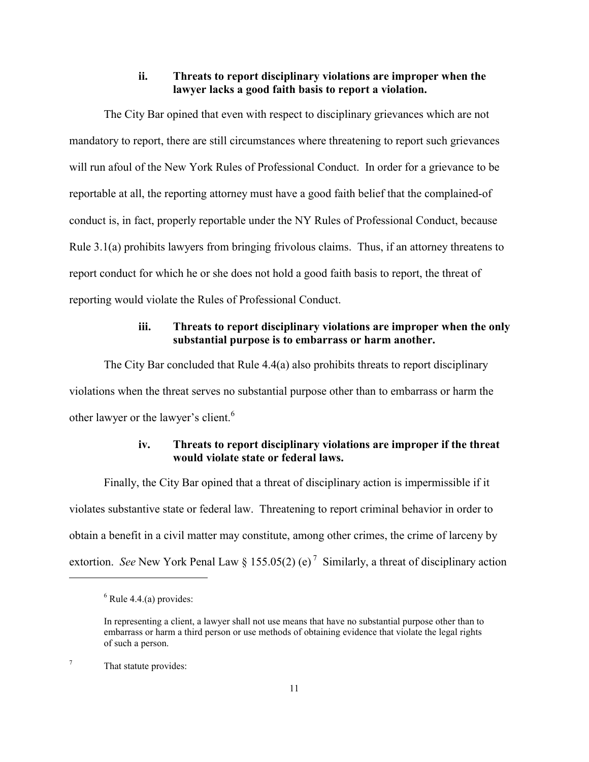#### ii. Threats to report disciplinary violations are improper when the lawyer lacks a good faith basis to report a violation.

The City Bar opined that even with respect to disciplinary grievances which are not mandatory to report, there are still circumstances where threatening to report such grievances will run afoul of the New York Rules of Professional Conduct. In order for a grievance to be reportable at all, the reporting attorney must have a good faith belief that the complained-of conduct is, in fact, properly reportable under the NY Rules of Professional Conduct, because Rule 3.1(a) prohibits lawyers from bringing frivolous claims. Thus, if an attorney threatens to report conduct for which he or she does not hold a good faith basis to report, the threat of reporting would violate the Rules of Professional Conduct.

#### iii. Threats to report disciplinary violations are improper when the only substantial purpose is to embarrass or harm another.

The City Bar concluded that Rule 4.4(a) also prohibits threats to report disciplinary violations when the threat serves no substantial purpose other than to embarrass or harm the other lawyer or the lawyer's client.[6]

#### iv. Threats to report disciplinary violations are improper if the threat would violate state or federal laws.

Finally, the City Bar opined that a threat of disciplinary action is impermissible if it violates substantive state or federal law. Threatening to report criminal behavior in order to obtain a benefit in a civil matter may constitute, among other crimes, the crime of larceny by extortion. *See* New York Penal Law § 155.05(2) (e)[7] Similarly, a threat of disciplinary action

---

[6] Rule 4.4.(a) provides:

> In representing a client, a lawyer shall not use means that have no substantial purpose other than to embarrass or harm a third person or use methods of obtaining evidence that violate the legal rights of such a person.

[7] That statute provides: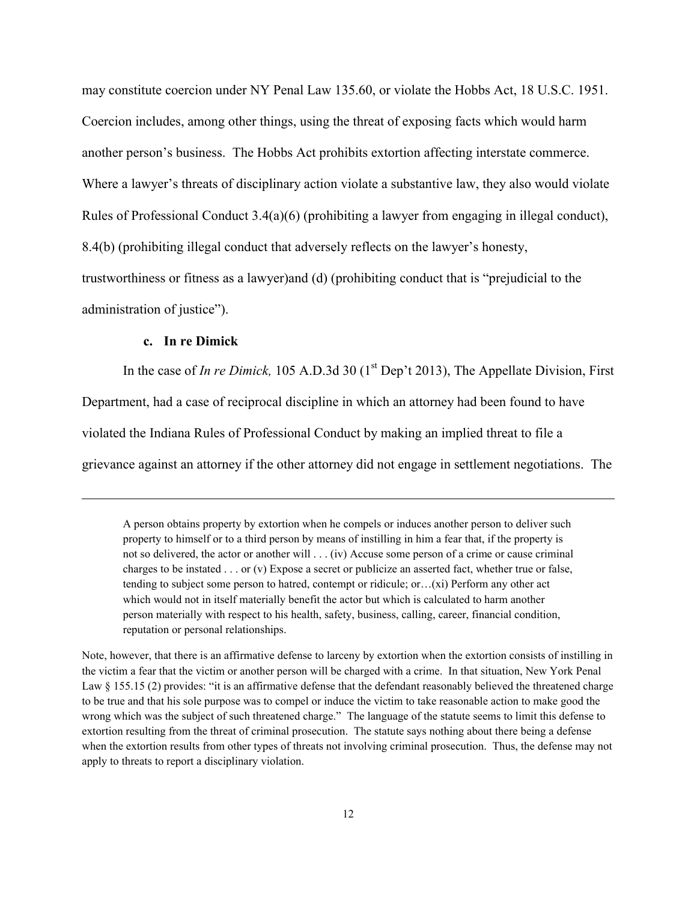may constitute coercion under NY Penal Law 135.60, or violate the Hobbs Act, 18 U.S.C. 1951. Coercion includes, among other things, using the threat of exposing facts which would harm another person's business. The Hobbs Act prohibits extortion affecting interstate commerce. Where a lawyer's threats of disciplinary action violate a substantive law, they also would violate Rules of Professional Conduct 3.4(a)(6) (prohibiting a lawyer from engaging in illegal conduct), 8.4(b) (prohibiting illegal conduct that adversely reflects on the lawyer's honesty, trustworthiness or fitness as a lawyer)and (d) (prohibiting conduct that is "prejudicial to the administration of justice").

### c. In re Dimick

In the case of *In re Dimick,* 105 A.D.3d 30 (1st Dep't 2013), The Appellate Division, First Department, had a case of reciprocal discipline in which an attorney had been found to have violated the Indiana Rules of Professional Conduct by making an implied threat to file a grievance against an attorney if the other attorney did not engage in settlement negotiations. The

---

> A person obtains property by extortion when he compels or induces another person to deliver such property to himself or to a third person by means of instilling in him a fear that, if the property is not so delivered, the actor or another will . . . (iv) Accuse some person of a crime or cause criminal charges to be instated . . . or (v) Expose a secret or publicize an asserted fact, whether true or false, tending to subject some person to hatred, contempt or ridicule; or…(xi) Perform any other act which would not in itself materially benefit the actor but which is calculated to harm another person materially with respect to his health, safety, business, calling, career, financial condition, reputation or personal relationships.

Note, however, that there is an affirmative defense to larceny by extortion when the extortion consists of instilling in the victim a fear that the victim or another person will be charged with a crime. In that situation, New York Penal Law § 155.15 (2) provides: "it is an affirmative defense that the defendant reasonably believed the threatened charge to be true and that his sole purpose was to compel or induce the victim to take reasonable action to make good the wrong which was the subject of such threatened charge." The language of the statute seems to limit this defense to extortion resulting from the threat of criminal prosecution. The statute says nothing about there being a defense when the extortion results from other types of threats not involving criminal prosecution. Thus, the defense may not apply to threats to report a disciplinary violation.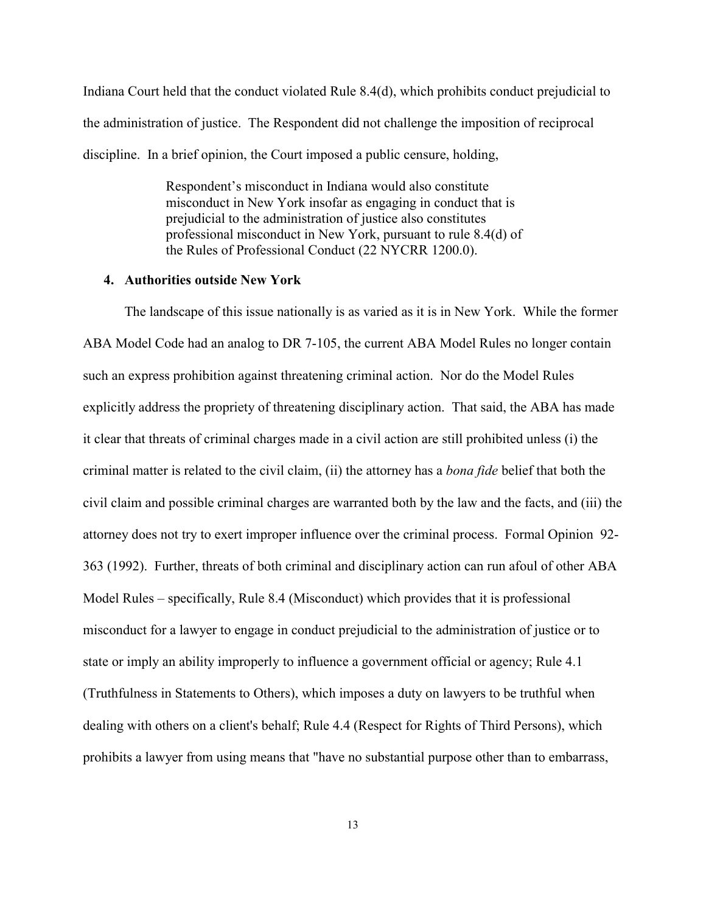Indiana Court held that the conduct violated Rule 8.4(d), which prohibits conduct prejudicial to the administration of justice. The Respondent did not challenge the imposition of reciprocal discipline. In a brief opinion, the Court imposed a public censure, holding,

> Respondent's misconduct in Indiana would also constitute misconduct in New York insofar as engaging in conduct that is prejudicial to the administration of justice also constitutes professional misconduct in New York, pursuant to rule 8.4(d) of the Rules of Professional Conduct (22 NYCRR 1200.0).

### 4. Authorities outside New York

The landscape of this issue nationally is as varied as it is in New York. While the former ABA Model Code had an analog to DR 7-105, the current ABA Model Rules no longer contain such an express prohibition against threatening criminal action. Nor do the Model Rules explicitly address the propriety of threatening disciplinary action. That said, the ABA has made it clear that threats of criminal charges made in a civil action are still prohibited unless (i) the criminal matter is related to the civil claim, (ii) the attorney has a *bona fide* belief that both the civil claim and possible criminal charges are warranted both by the law and the facts, and (iii) the attorney does not try to exert improper influence over the criminal process. Formal Opinion 92-363 (1992). Further, threats of both criminal and disciplinary action can run afoul of other ABA Model Rules – specifically, Rule 8.4 (Misconduct) which provides that it is professional misconduct for a lawyer to engage in conduct prejudicial to the administration of justice or to state or imply an ability improperly to influence a government official or agency; Rule 4.1 (Truthfulness in Statements to Others), which imposes a duty on lawyers to be truthful when dealing with others on a client's behalf; Rule 4.4 (Respect for Rights of Third Persons), which prohibits a lawyer from using means that "have no substantial purpose other than to embarrass,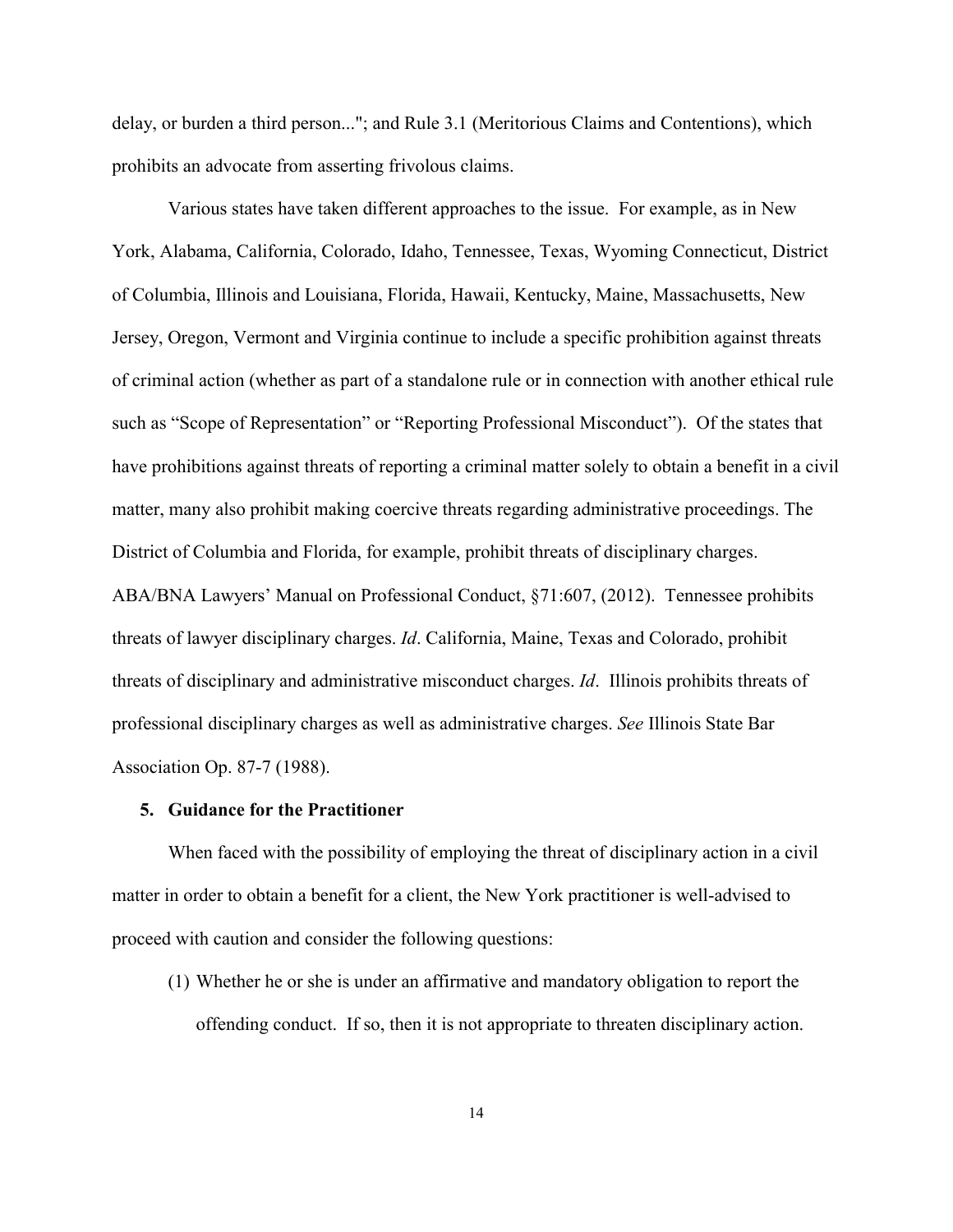delay, or burden a third person..."; and Rule 3.1 (Meritorious Claims and Contentions), which prohibits an advocate from asserting frivolous claims.

Various states have taken different approaches to the issue. For example, as in New York, Alabama, California, Colorado, Idaho, Tennessee, Texas, Wyoming Connecticut, District of Columbia, Illinois and Louisiana, Florida, Hawaii, Kentucky, Maine, Massachusetts, New Jersey, Oregon, Vermont and Virginia continue to include a specific prohibition against threats of criminal action (whether as part of a standalone rule or in connection with another ethical rule such as "Scope of Representation" or "Reporting Professional Misconduct"). Of the states that have prohibitions against threats of reporting a criminal matter solely to obtain a benefit in a civil matter, many also prohibit making coercive threats regarding administrative proceedings. The District of Columbia and Florida, for example, prohibit threats of disciplinary charges. ABA/BNA Lawyers' Manual on Professional Conduct, §71:607, (2012). Tennessee prohibits threats of lawyer disciplinary charges. *Id*. California, Maine, Texas and Colorado, prohibit threats of disciplinary and administrative misconduct charges. *Id*. Illinois prohibits threats of professional disciplinary charges as well as administrative charges. *See* Illinois State Bar Association Op. 87-7 (1988).

**5. Guidance for the Practitioner**

When faced with the possibility of employing the threat of disciplinary action in a civil matter in order to obtain a benefit for a client, the New York practitioner is well-advised to proceed with caution and consider the following questions:

(1) Whether he or she is under an affirmative and mandatory obligation to report the offending conduct. If so, then it is not appropriate to threaten disciplinary action.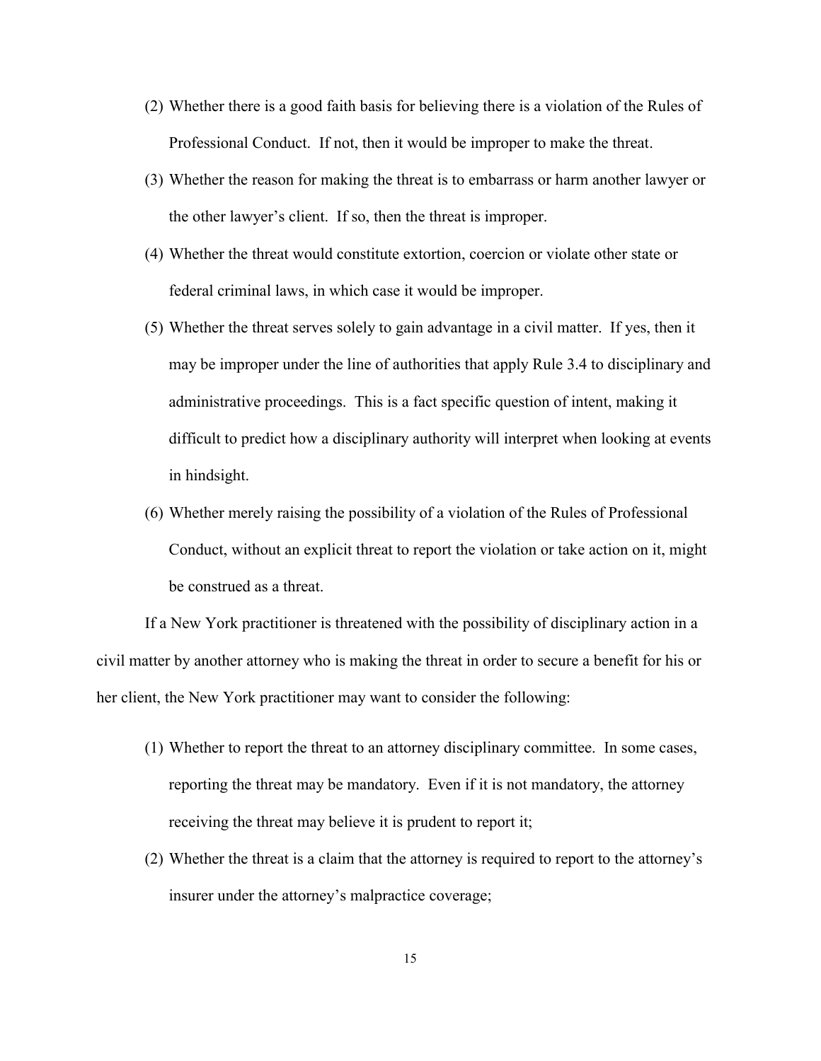(2) Whether there is a good faith basis for believing there is a violation of the Rules of Professional Conduct. If not, then it would be improper to make the threat.

(3) Whether the reason for making the threat is to embarrass or harm another lawyer or the other lawyer's client. If so, then the threat is improper.

(4) Whether the threat would constitute extortion, coercion or violate other state or federal criminal laws, in which case it would be improper.

(5) Whether the threat serves solely to gain advantage in a civil matter. If yes, then it may be improper under the line of authorities that apply Rule 3.4 to disciplinary and administrative proceedings. This is a fact specific question of intent, making it difficult to predict how a disciplinary authority will interpret when looking at events in hindsight.

(6) Whether merely raising the possibility of a violation of the Rules of Professional Conduct, without an explicit threat to report the violation or take action on it, might be construed as a threat.

If a New York practitioner is threatened with the possibility of disciplinary action in a civil matter by another attorney who is making the threat in order to secure a benefit for his or her client, the New York practitioner may want to consider the following:

(1) Whether to report the threat to an attorney disciplinary committee. In some cases, reporting the threat may be mandatory. Even if it is not mandatory, the attorney receiving the threat may believe it is prudent to report it;

(2) Whether the threat is a claim that the attorney is required to report to the attorney's insurer under the attorney's malpractice coverage;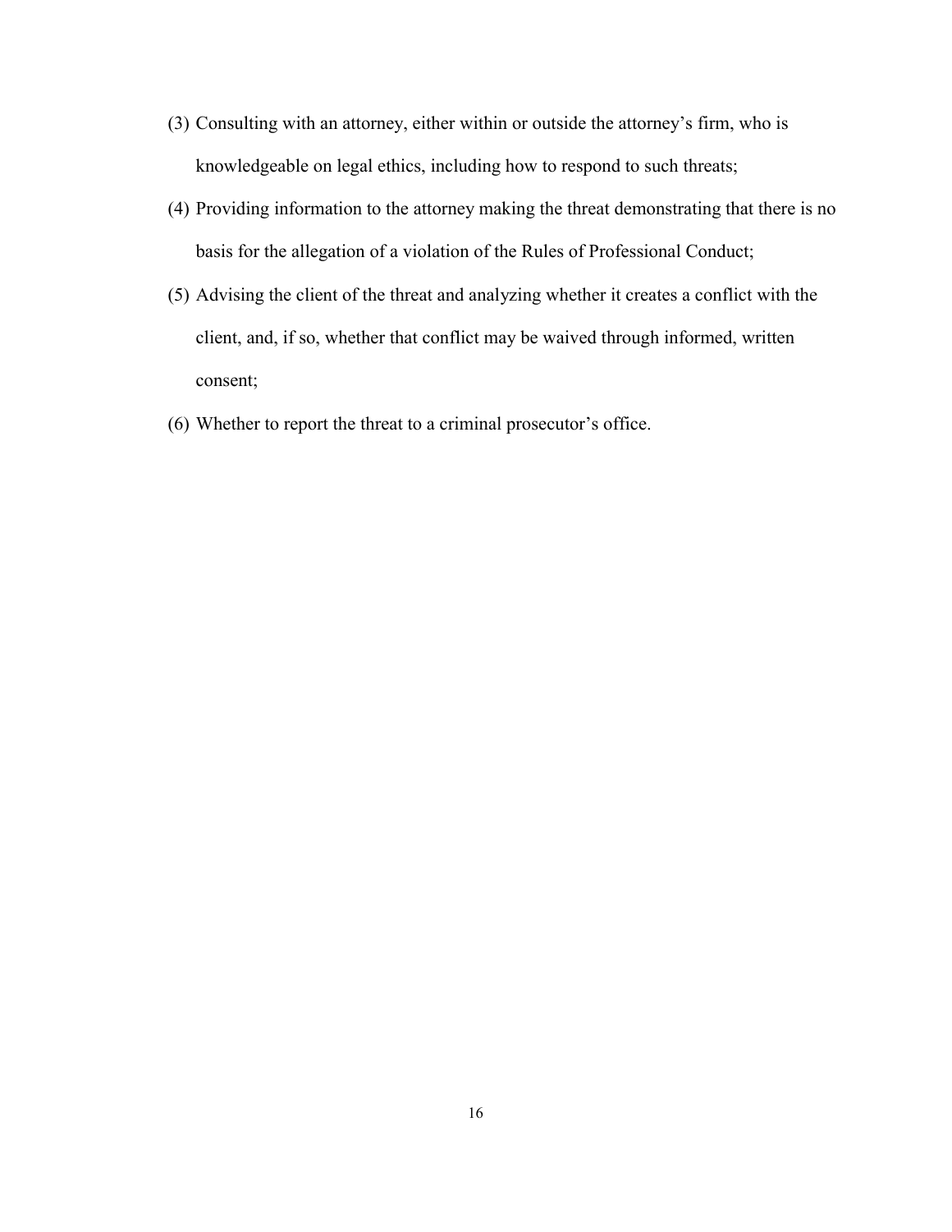(3) Consulting with an attorney, either within or outside the attorney's firm, who is knowledgeable on legal ethics, including how to respond to such threats;

(4) Providing information to the attorney making the threat demonstrating that there is no basis for the allegation of a violation of the Rules of Professional Conduct;

(5) Advising the client of the threat and analyzing whether it creates a conflict with the client, and, if so, whether that conflict may be waived through informed, written consent;

(6) Whether to report the threat to a criminal prosecutor's office.